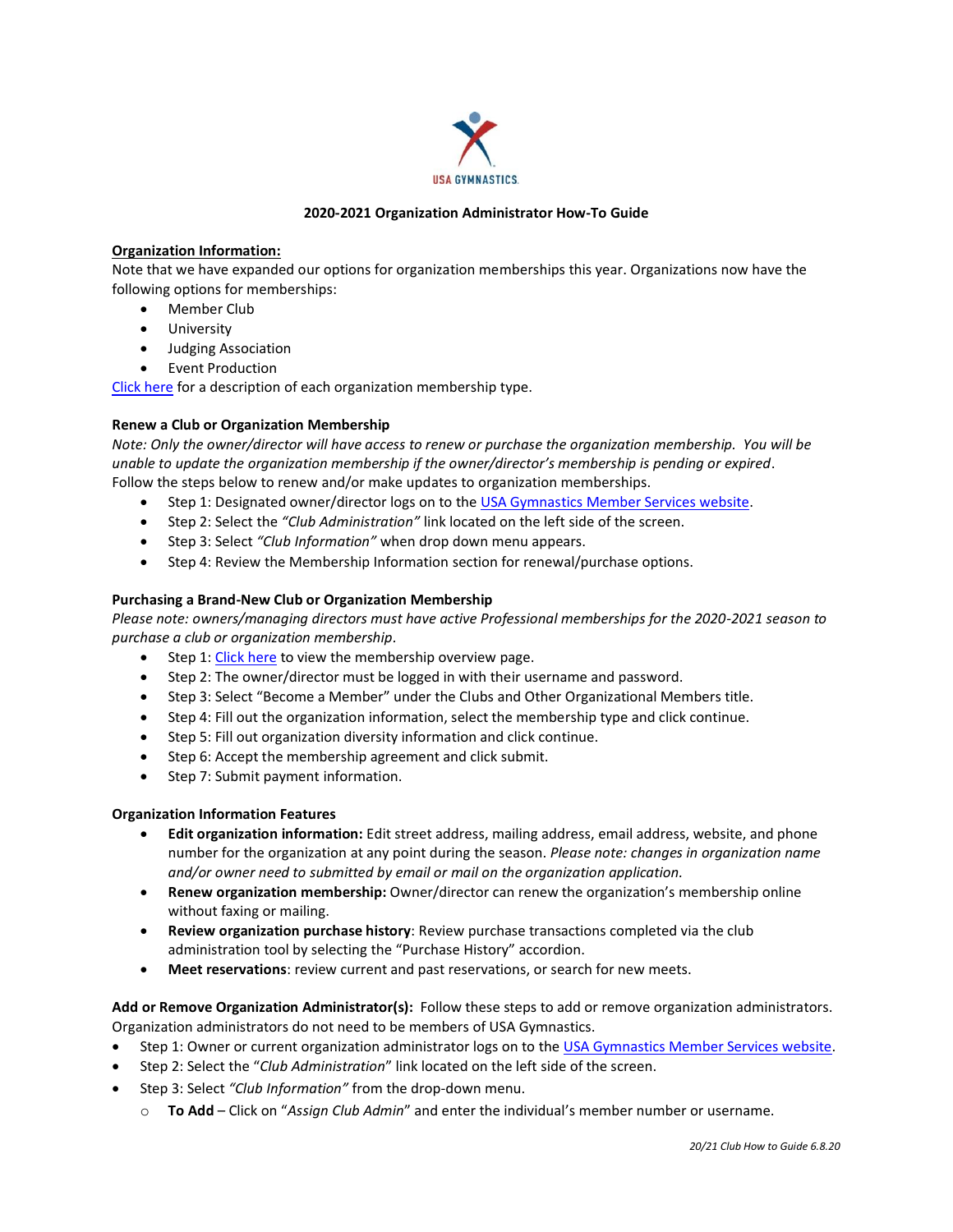# 2020-2021 Organization Administrator How-To Guide

**Organization Information:**

Note that we have expanded our options for organization memberships this year. Organizations now have the following options for memberships:

- Member Club
- University
- Judging Association
- Event Production

Click here for a description of each organization membership type.

**Renew a Club or Organization Membership**

*Note: Only the owner/director will have access to renew or purchase the organization membership. You will be unable to update the organization membership if the owner/director's membership is pending or expired*. Follow the steps below to renew and/or make updates to organization memberships.

- Step 1: Designated owner/director logs on to the USA Gymnastics Member Services website.
- Step 2: Select the *"Club Administration"* link located on the left side of the screen.
- Step 3: Select *"Club Information"* when drop down menu appears.
- Step 4: Review the Membership Information section for renewal/purchase options.

**Purchasing a Brand-New Club or Organization Membership**

*Please note: owners/managing directors must have active Professional memberships for the 2020-2021 season to purchase a club or organization membership.*

- Step 1: Click here to view the membership overview page.
- Step 2: The owner/director must be logged in with their username and password.
- Step 3: Select "Become a Member" under the Clubs and Other Organizational Members title.
- Step 4: Fill out the organization information, select the membership type and click continue.
- Step 5: Fill out organization diversity information and click continue.
- Step 6: Accept the membership agreement and click submit.
- Step 7: Submit payment information.

**Organization Information Features**

- **Edit organization information:** Edit street address, mailing address, email address, website, and phone number for the organization at any point during the season. *Please note: changes in organization name and/or owner need to submitted by email or mail on the organization application.*
- **Renew organization membership:** Owner/director can renew the organization's membership online without faxing or mailing.
- **Review organization purchase history**: Review purchase transactions completed via the club administration tool by selecting the "Purchase History" accordion.
- **Meet reservations**: review current and past reservations, or search for new meets.

**Add or Remove Organization Administrator(s):** Follow these steps to add or remove organization administrators. Organization administrators do not need to be members of USA Gymnastics.

- Step 1: Owner or current organization administrator logs on to the USA Gymnastics Member Services website.
- Step 2: Select the "*Club Administration*" link located on the left side of the screen.
- Step 3: Select *"Club Information"* from the drop-down menu.
  - **To Add** – Click on "*Assign Club Admin*" and enter the individual's member number or username.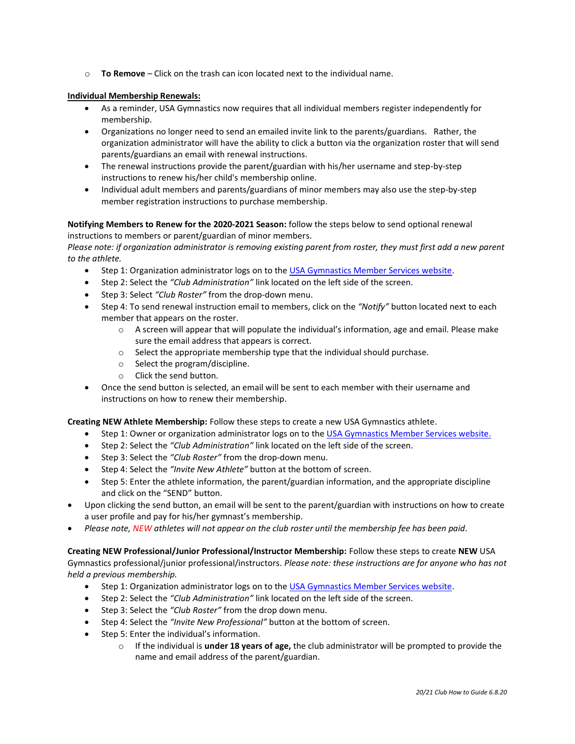- **To Remove** – Click on the trash can icon located next to the individual name.

**Individual Membership Renewals:**

- As a reminder, USA Gymnastics now requires that all individual members register independently for membership.
- Organizations no longer need to send an emailed invite link to the parents/guardians. Rather, the organization administrator will have the ability to click a button via the organization roster that will send parents/guardians an email with renewal instructions.
- The renewal instructions provide the parent/guardian with his/her username and step-by-step instructions to renew his/her child's membership online.
- Individual adult members and parents/guardians of minor members may also use the step-by-step member registration instructions to purchase membership.

**Notifying Members to Renew for the 2020-2021 Season:** follow the steps below to send optional renewal instructions to members or parent/guardian of minor members.
*Please note: if organization administrator is removing existing parent from roster, they must first add a new parent to the athlete.*

- Step 1: Organization administrator logs on to the USA Gymnastics Member Services website.
- Step 2: Select the *"Club Administration"* link located on the left side of the screen.
- Step 3: Select *"Club Roster"* from the drop-down menu.
- Step 4: To send renewal instruction email to members, click on the *"Notify"* button located next to each member that appears on the roster.
  - A screen will appear that will populate the individual's information, age and email. Please make sure the email address that appears is correct.
  - Select the appropriate membership type that the individual should purchase.
  - Select the program/discipline.
  - Click the send button.
- Once the send button is selected, an email will be sent to each member with their username and instructions on how to renew their membership.

**Creating NEW Athlete Membership:** Follow these steps to create a new USA Gymnastics athlete.

- Step 1: Owner or organization administrator logs on to the USA Gymnastics Member Services website.
- Step 2: Select the *"Club Administration"* link located on the left side of the screen.
- Step 3: Select the *"Club Roster"* from the drop-down menu.
- Step 4: Select the *"Invite New Athlete"* button at the bottom of screen.
- Step 5: Enter the athlete information, the parent/guardian information, and the appropriate discipline and click on the "SEND" button.

- Upon clicking the send button, an email will be sent to the parent/guardian with instructions on how to create a user profile and pay for his/her gymnast's membership.
- *Please note, NEW athletes will not appear on the club roster until the membership fee has been paid.*

**Creating NEW Professional/Junior Professional/Instructor Membership:** Follow these steps to create **NEW** USA Gymnastics professional/junior professional/instructors. *Please note: these instructions are for anyone who has not held a previous membership.*

- Step 1: Organization administrator logs on to the USA Gymnastics Member Services website.
- Step 2: Select the *"Club Administration"* link located on the left side of the screen.
- Step 3: Select the *"Club Roster"* from the drop down menu.
- Step 4: Select the *"Invite New Professional"* button at the bottom of screen.
- Step 5: Enter the individual's information.
  - If the individual is **under 18 years of age,** the club administrator will be prompted to provide the name and email address of the parent/guardian.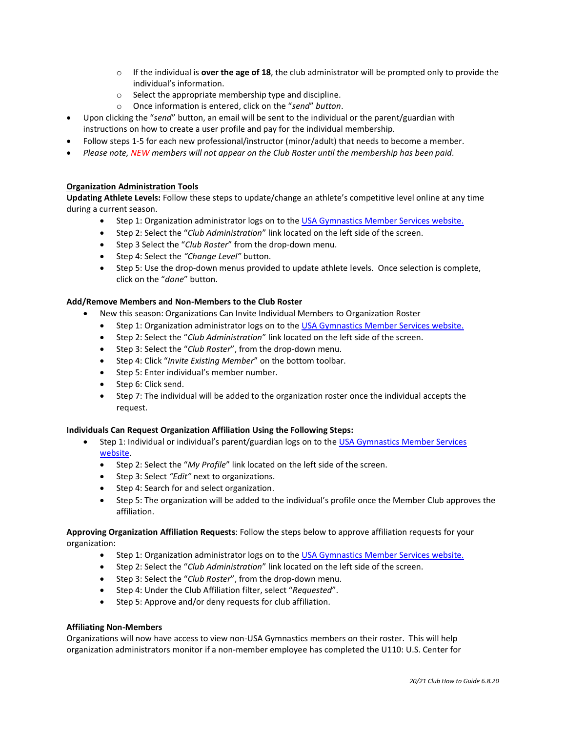- If the individual is **over the age of 18**, the club administrator will be prompted only to provide the individual's information.
  - Select the appropriate membership type and discipline.
  - Once information is entered, click on the "*send*" *button*.
- Upon clicking the "*send*" button, an email will be sent to the individual or the parent/guardian with instructions on how to create a user profile and pay for the individual membership.
- Follow steps 1-5 for each new professional/instructor (minor/adult) that needs to become a member.
- *Please note, NEW members will not appear on the Club Roster until the membership has been paid.*

**Organization Administration Tools**

**Updating Athlete Levels:** Follow these steps to update/change an athlete's competitive level online at any time during a current season.

- Step 1: Organization administrator logs on to the [USA Gymnastics Member Services website.]()
- Step 2: Select the "*Club Administration*" link located on the left side of the screen.
- Step 3 Select the "*Club Roster*" from the drop-down menu.
- Step 4: Select the *"Change Level"* button.
- Step 5: Use the drop-down menus provided to update athlete levels. Once selection is complete, click on the "*done*" button.

**Add/Remove Members and Non-Members to the Club Roster**

- New this season: Organizations Can Invite Individual Members to Organization Roster
  - Step 1: Organization administrator logs on to the [USA Gymnastics Member Services website.]()
  - Step 2: Select the "*Club Administration*" link located on the left side of the screen.
  - Step 3: Select the "*Club Roster*", from the drop-down menu.
  - Step 4: Click "*Invite Existing Member*" on the bottom toolbar.
  - Step 5: Enter individual's member number.
  - Step 6: Click send.
  - Step 7: The individual will be added to the organization roster once the individual accepts the request.

**Individuals Can Request Organization Affiliation Using the Following Steps:**

- Step 1: Individual or individual's parent/guardian logs on to the [USA Gymnastics Member Services website]().
  - Step 2: Select the "*My Profile*" link located on the left side of the screen.
  - Step 3: Select *"Edit"* next to organizations.
  - Step 4: Search for and select organization.
  - Step 5: The organization will be added to the individual's profile once the Member Club approves the affiliation.

**Approving Organization Affiliation Requests**: Follow the steps below to approve affiliation requests for your organization:

- Step 1: Organization administrator logs on to the [USA Gymnastics Member Services website.]()
- Step 2: Select the "*Club Administration*" link located on the left side of the screen.
- Step 3: Select the "*Club Roster*", from the drop-down menu.
- Step 4: Under the Club Affiliation filter, select "*Requested*".
- Step 5: Approve and/or deny requests for club affiliation.

**Affiliating Non-Members**

Organizations will now have access to view non-USA Gymnastics members on their roster. This will help organization administrators monitor if a non-member employee has completed the U110: U.S. Center for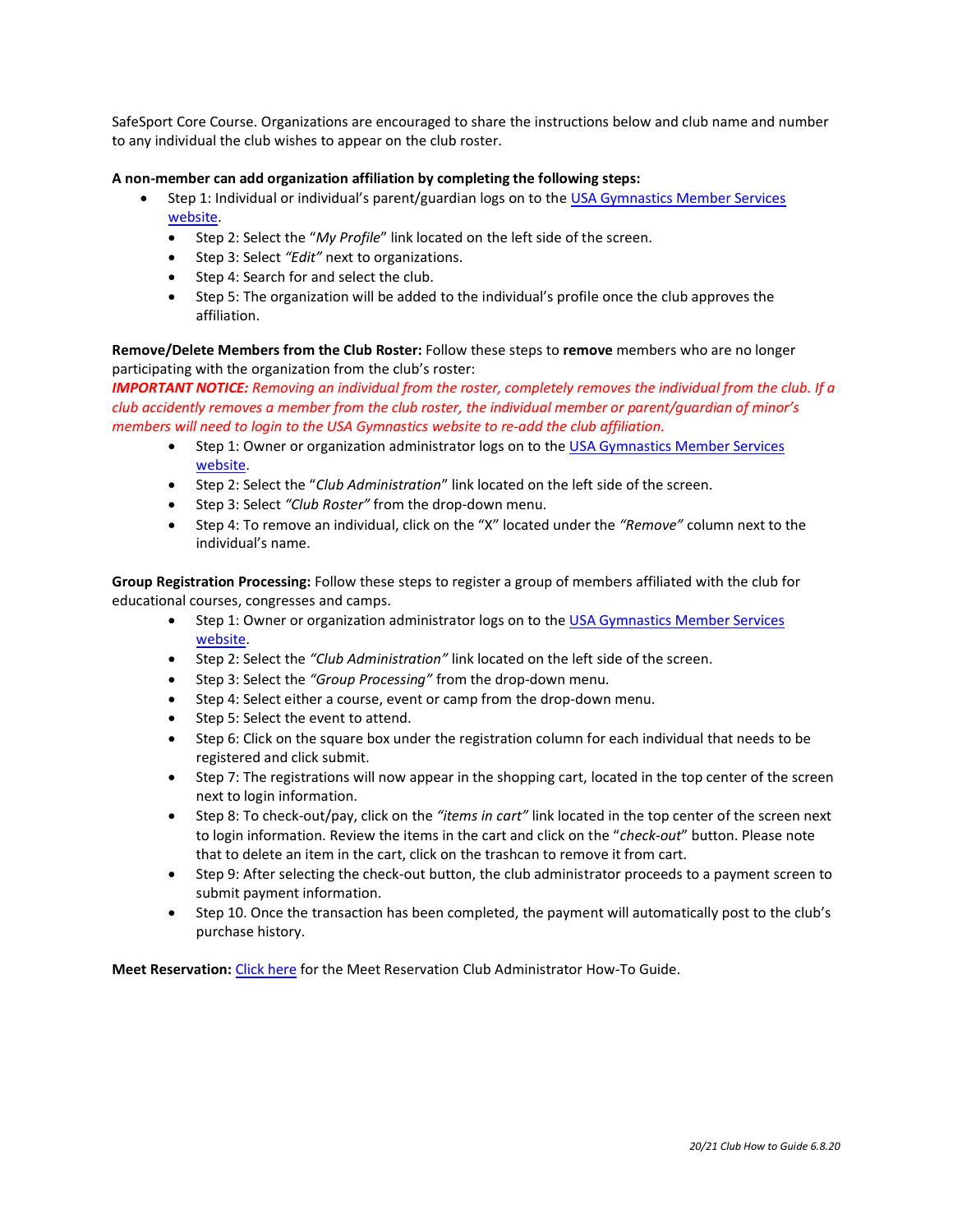SafeSport Core Course. Organizations are encouraged to share the instructions below and club name and number to any individual the club wishes to appear on the club roster.

**A non-member can add organization affiliation by completing the following steps:**

- Step 1: Individual or individual's parent/guardian logs on to the USA Gymnastics Member Services website.
- Step 2: Select the "*My Profile*" link located on the left side of the screen.
- Step 3: Select *"Edit"* next to organizations.
- Step 4: Search for and select the club.
- Step 5: The organization will be added to the individual's profile once the club approves the affiliation.

**Remove/Delete Members from the Club Roster:** Follow these steps to **remove** members who are no longer participating with the organization from the club's roster:

***IMPORTANT NOTICE:*** *Removing an individual from the roster, completely removes the individual from the club. If a club accidently removes a member from the club roster, the individual member or parent/guardian of minor's members will need to login to the USA Gymnastics website to re-add the club affiliation.*

- Step 1: Owner or organization administrator logs on to the USA Gymnastics Member Services website.
- Step 2: Select the "*Club Administration*" link located on the left side of the screen.
- Step 3: Select *"Club Roster"* from the drop-down menu.
- Step 4: To remove an individual, click on the "X" located under the *"Remove"* column next to the individual's name.

**Group Registration Processing:** Follow these steps to register a group of members affiliated with the club for educational courses, congresses and camps.

- Step 1: Owner or organization administrator logs on to the USA Gymnastics Member Services website.
- Step 2: Select the *"Club Administration"* link located on the left side of the screen.
- Step 3: Select the *"Group Processing"* from the drop-down menu.
- Step 4: Select either a course, event or camp from the drop-down menu.
- Step 5: Select the event to attend.
- Step 6: Click on the square box under the registration column for each individual that needs to be registered and click submit.
- Step 7: The registrations will now appear in the shopping cart, located in the top center of the screen next to login information.
- Step 8: To check-out/pay, click on the *"items in cart"* link located in the top center of the screen next to login information. Review the items in the cart and click on the "*check-out*" button. Please note that to delete an item in the cart, click on the trashcan to remove it from cart.
- Step 9: After selecting the check-out button, the club administrator proceeds to a payment screen to submit payment information.
- Step 10. Once the transaction has been completed, the payment will automatically post to the club's purchase history.

**Meet Reservation:** Click here for the Meet Reservation Club Administrator How-To Guide.